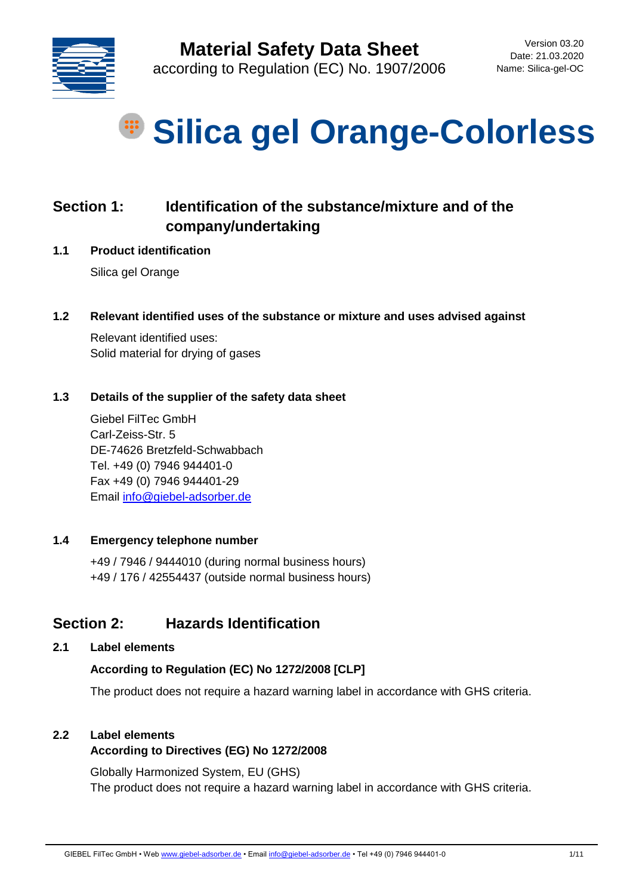Version 03.20
Date: 21.03.2020
Name: Silica-gel-OC

# Material Safety Data Sheet

according to Regulation (EC) No. 1907/2006

# Silica gel Orange-Colorless

## Section 1: Identification of the substance/mixture and of the company/undertaking

### 1.1 Product identification

Silica gel Orange

### 1.2 Relevant identified uses of the substance or mixture and uses advised against

Relevant identified uses:
Solid material for drying of gases

### 1.3 Details of the supplier of the safety data sheet

Giebel FilTec GmbH
Carl-Zeiss-Str. 5
DE-74626 Bretzfeld-Schwabbach
Tel. +49 (0) 7946 944401-0
Fax +49 (0) 7946 944401-29
Email info@giebel-adsorber.de

### 1.4 Emergency telephone number

+49 / 7946 / 9444010 (during normal business hours)
+49 / 176 / 42554437 (outside normal business hours)

## Section 2: Hazards Identification

### 2.1 Label elements

**According to Regulation (EC) No 1272/2008 [CLP]**

The product does not require a hazard warning label in accordance with GHS criteria.

### 2.2 Label elements

**According to Directives (EG) No 1272/2008**

Globally Harmonized System, EU (GHS)
The product does not require a hazard warning label in accordance with GHS criteria.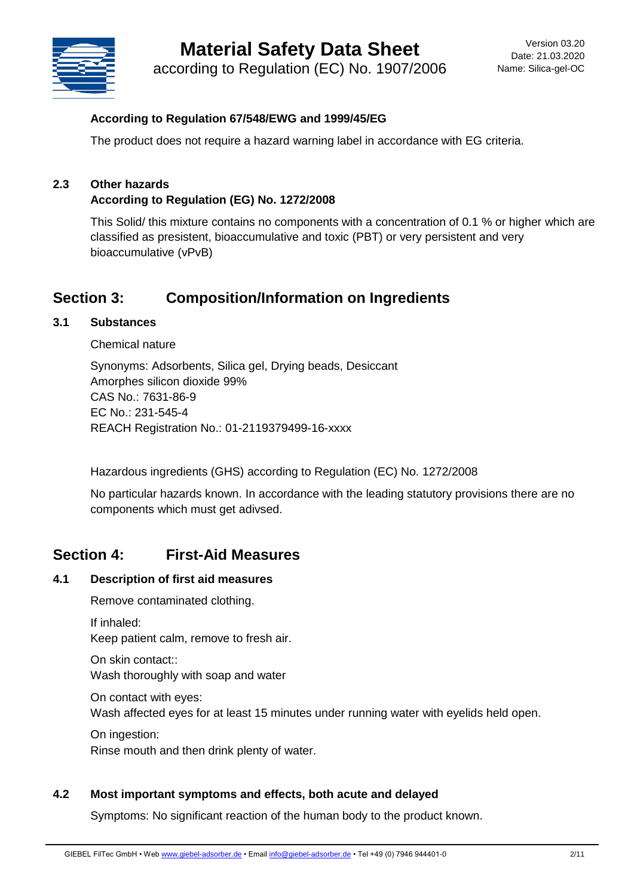**According to Regulation 67/548/EWG and 1999/45/EG**

The product does not require a hazard warning label in accordance with EG criteria.

### 2.3 Other hazards

**According to Regulation (EG) No. 1272/2008**

This Solid/ this mixture contains no components with a concentration of 0.1 % or higher which are classified as presistent, bioaccumulative and toxic (PBT) or very persistent and very bioaccumalative (vPvB)

## Section 3: Composition/Information on Ingredients

### 3.1 Substances

Chemical nature

Synonyms: Adsorbents, Silica gel, Drying beads, Desiccant
Amorphes silicon dioxide 99%
CAS No.: 7631-86-9
EC No.: 231-545-4
REACH Registration No.: 01-2119379499-16-xxxx

Hazardous ingredients (GHS) according to Regulation (EC) No. 1272/2008

No particular hazards known. In accordance with the leading statutory provisions there are no components which must get adivsed.

## Section 4: First-Aid Measures

### 4.1 Description of first aid measures

Remove contaminated clothing.

If inhaled:
Keep patient calm, remove to fresh air.

On skin contact::
Wash thoroughly with soap and water

On contact with eyes:
Wash affected eyes for at least 15 minutes under running water with eyelids held open.

On ingestion:
Rinse mouth and then drink plenty of water.

### 4.2 Most important symptoms and effects, both acute and delayed

Symptoms: No significant reaction of the human body to the product known.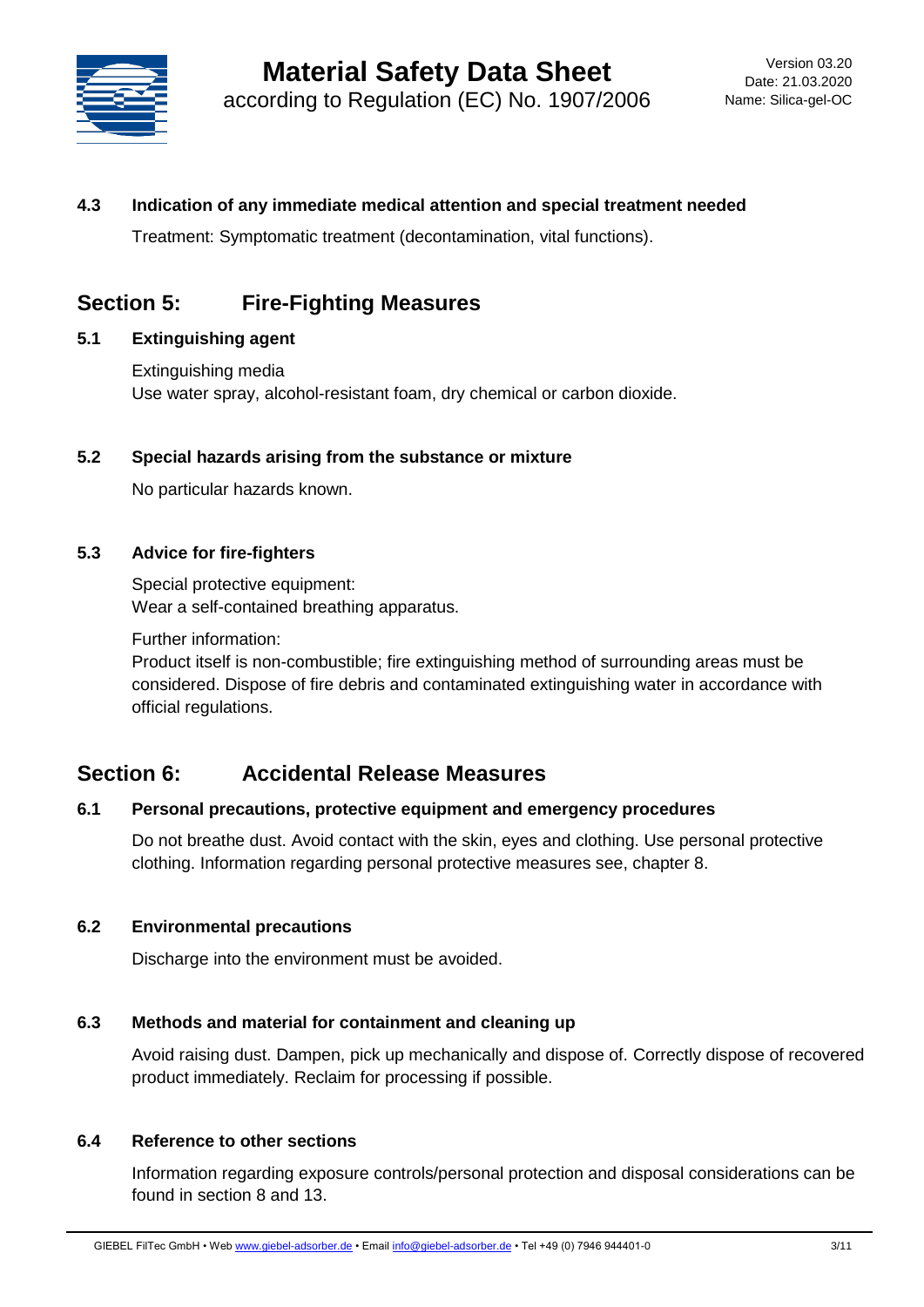### 4.3 Indication of any immediate medical attention and special treatment needed

Treatment: Symptomatic treatment (decontamination, vital functions).

## Section 5: Fire-Fighting Measures

### 5.1 Extinguishing agent

Extinguishing media
Use water spray, alcohol-resistant foam, dry chemical or carbon dioxide.

### 5.2 Special hazards arising from the substance or mixture

No particular hazards known.

### 5.3 Advice for fire-fighters

Special protective equipment:
Wear a self-contained breathing apparatus.

Further information:
Product itself is non-combustible; fire extinguishing method of surrounding areas must be considered. Dispose of fire debris and contaminated extinguishing water in accordance with official regulations.

## Section 6: Accidental Release Measures

### 6.1 Personal precautions, protective equipment and emergency procedures

Do not breathe dust. Avoid contact with the skin, eyes and clothing. Use personal protective clothing. Information regarding personal protective measures see, chapter 8.

### 6.2 Environmental precautions

Discharge into the environment must be avoided.

### 6.3 Methods and material for containment and cleaning up

Avoid raising dust. Dampen, pick up mechanically and dispose of. Correctly dispose of recovered product immediately. Reclaim for processing if possible.

### 6.4 Reference to other sections

Information regarding exposure controls/personal protection and disposal considerations can be found in section 8 and 13.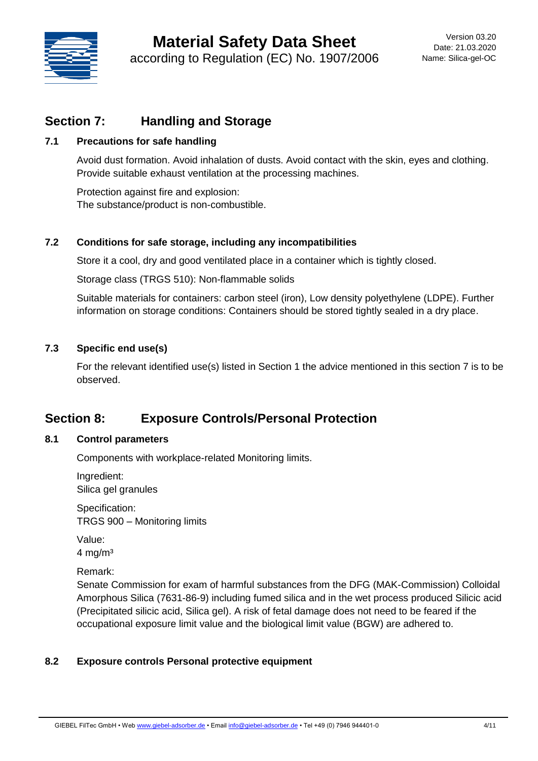## Section 7: Handling and Storage

### 7.1 Precautions for safe handling

Avoid dust formation. Avoid inhalation of dusts. Avoid contact with the skin, eyes and clothing. Provide suitable exhaust ventilation at the processing machines.

Protection against fire and explosion:
The substance/product is non-combustible.

### 7.2 Conditions for safe storage, including any incompatibilities

Store it a cool, dry and good ventilated place in a container which is tightly closed.

Storage class (TRGS 510): Non-flammable solids

Suitable materials for containers: carbon steel (iron), Low density polyethylene (LDPE). Further information on storage conditions: Containers should be stored tightly sealed in a dry place.

### 7.3 Specific end use(s)

For the relevant identified use(s) listed in Section 1 the advice mentioned in this section 7 is to be observed.

## Section 8: Exposure Controls/Personal Protection

### 8.1 Control parameters

Components with workplace-related Monitoring limits.

Ingredient:
Silica gel granules

Specification:
TRGS 900 – Monitoring limits

Value:
4 mg/m³

Remark:
Senate Commission for exam of harmful substances from the DFG (MAK-Commission) Colloidal Amorphous Silica (7631-86-9) including fumed silica and in the wet process produced Silicic acid (Precipitated silicic acid, Silica gel). A risk of fetal damage does not need to be feared if the occupational exposure limit value and the biological limit value (BGW) are adhered to.

### 8.2 Exposure controls Personal protective equipment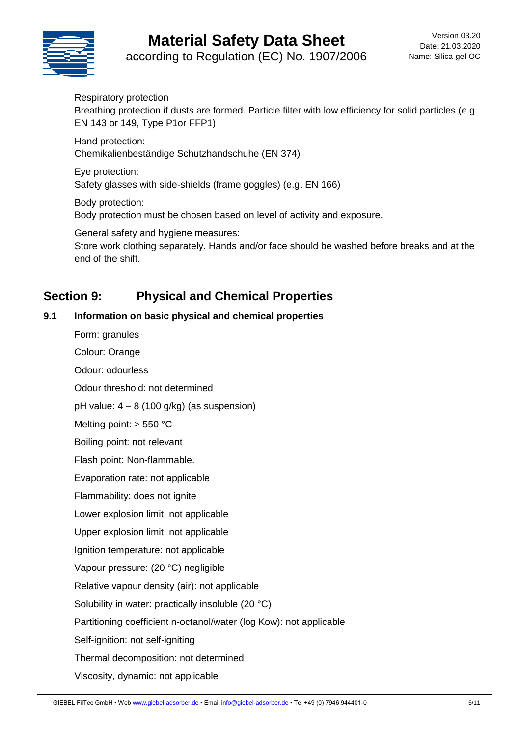Respiratory protection
Breathing protection if dusts are formed. Particle filter with low efficiency for solid particles (e.g. EN 143 or 149, Type P1or FFP1)

Hand protection:
Chemikalienbeständige Schutzhandschuhe (EN 374)

Eye protection:
Safety glasses with side-shields (frame goggles) (e.g. EN 166)

Body protection:
Body protection must be chosen based on level of activity and exposure.

General safety and hygiene measures:
Store work clothing separately. Hands and/or face should be washed before breaks and at the end of the shift.

## Section 9: Physical and Chemical Properties

### 9.1 Information on basic physical and chemical properties

Form: granules

Colour: Orange

Odour: odourless

Odour threshold: not determined

pH value: 4 – 8 (100 g/kg) (as suspension)

Melting point: > 550 °C

Boiling point: not relevant

Flash point: Non-flammable.

Evaporation rate: not applicable

Flammability: does not ignite

Lower explosion limit: not applicable

Upper explosion limit: not applicable

Ignition temperature: not applicable

Vapour pressure: (20 °C) negligible

Relative vapour density (air): not applicable

Solubility in water: practically insoluble (20 °C)

Partitioning coefficient n-octanol/water (log Kow): not applicable

Self-ignition: not self-igniting

Thermal decomposition: not determined

Viscosity, dynamic: not applicable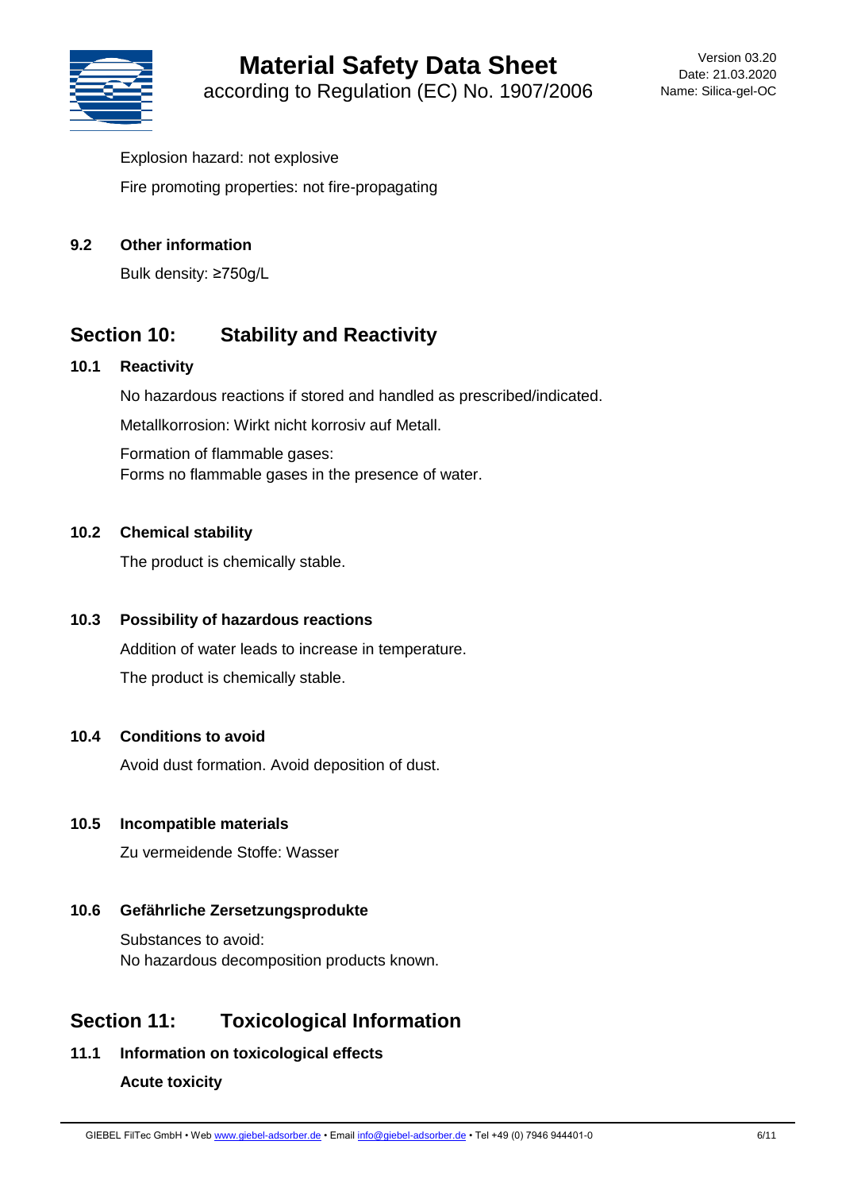Explosion hazard: not explosive

Fire promoting properties: not fire-propagating

### 9.2 Other information

Bulk density: ≥750g/L

## Section 10: Stability and Reactivity

### 10.1 Reactivity

No hazardous reactions if stored and handled as prescribed/indicated.

Metallkorrosion: Wirkt nicht korrosiv auf Metall.

Formation of flammable gases:
Forms no flammable gases in the presence of water.

### 10.2 Chemical stability

The product is chemically stable.

### 10.3 Possibility of hazardous reactions

Addition of water leads to increase in temperature.

The product is chemically stable.

### 10.4 Conditions to avoid

Avoid dust formation. Avoid deposition of dust.

### 10.5 Incompatible materials

Zu vermeidende Stoffe: Wasser

### 10.6 Gefährliche Zersetzungsprodukte

Substances to avoid:
No hazardous decomposition products known.

## Section 11: Toxicological Information

### 11.1 Information on toxicological effects

**Acute toxicity**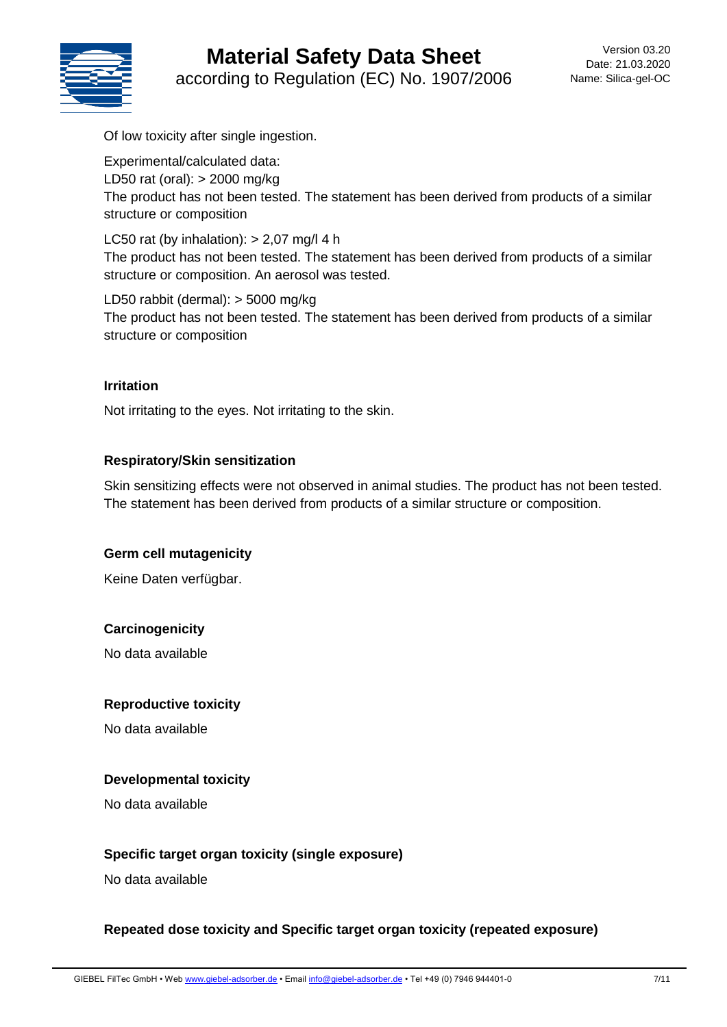Of low toxicity after single ingestion.

Experimental/calculated data:
LD50 rat (oral): > 2000 mg/kg
The product has not been tested. The statement has been derived from products of a similar structure or composition

LC50 rat (by inhalation): > 2,07 mg/l 4 h
The product has not been tested. The statement has been derived from products of a similar structure or composition. An aerosol was tested.

LD50 rabbit (dermal): > 5000 mg/kg
The product has not been tested. The statement has been derived from products of a similar structure or composition

**Irritation**

Not irritating to the eyes. Not irritating to the skin.

**Respiratory/Skin sensitization**

Skin sensitizing effects were not observed in animal studies. The product has not been tested. The statement has been derived from products of a similar structure or composition.

**Germ cell mutagenicity**

Keine Daten verfügbar.

**Carcinogenicity**

No data available

**Reproductive toxicity**

No data available

**Developmental toxicity**

No data available

**Specific target organ toxicity (single exposure)**

No data available

**Repeated dose toxicity and Specific target organ toxicity (repeated exposure)**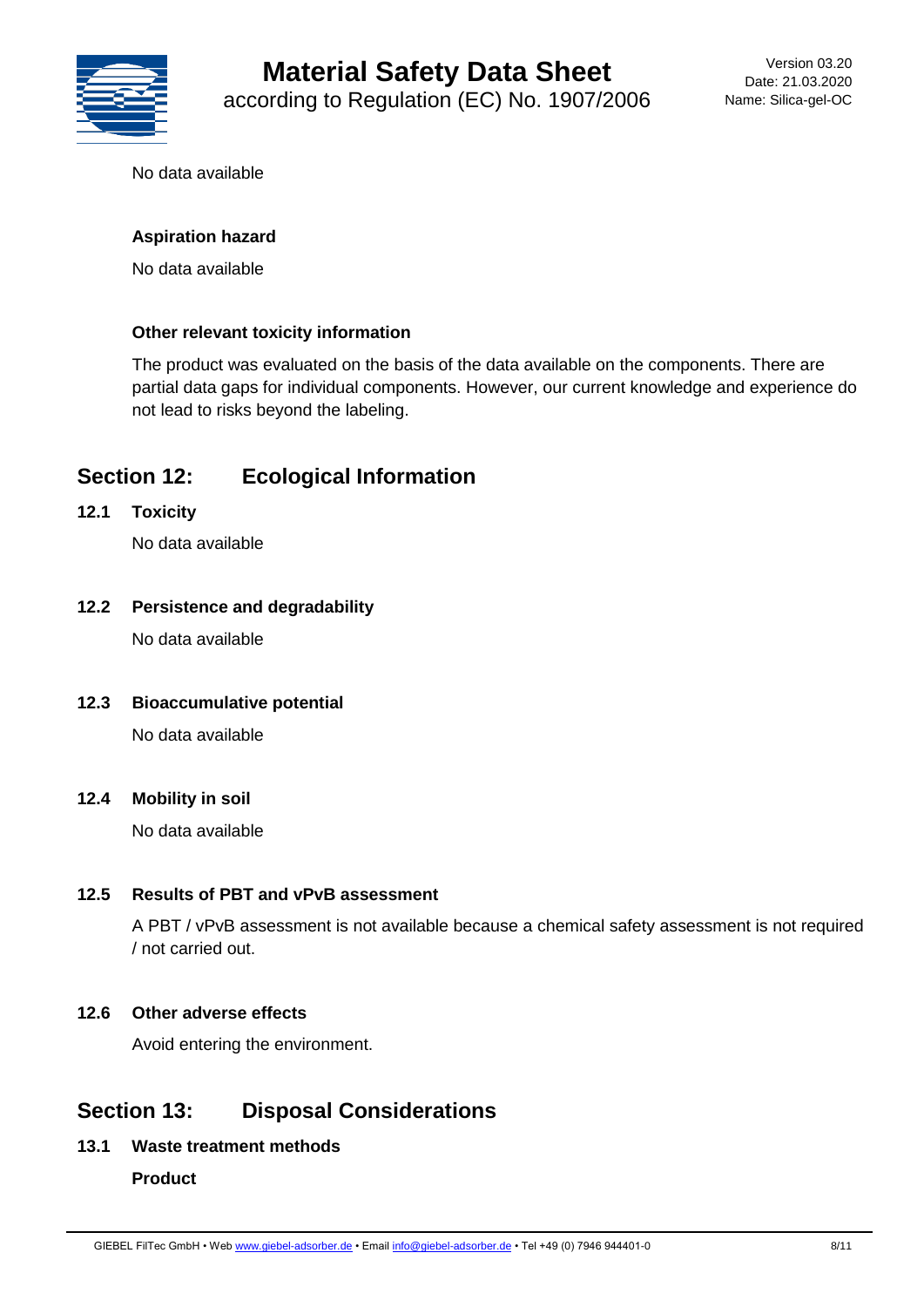No data available

**Aspiration hazard**

No data available

**Other relevant toxicity information**

The product was evaluated on the basis of the data available on the components. There are partial data gaps for individual components. However, our current knowledge and experience do not lead to risks beyond the labeling.

## Section 12: Ecological Information

### 12.1 Toxicity

No data available

### 12.2 Persistence and degradability

No data available

### 12.3 Bioaccumulative potential

No data available

### 12.4 Mobility in soil

No data available

### 12.5 Results of PBT and vPvB assessment

A PBT / vPvB assessment is not available because a chemical safety assessment is not required / not carried out.

### 12.6 Other adverse effects

Avoid entering the environment.

## Section 13: Disposal Considerations

### 13.1 Waste treatment methods

**Product**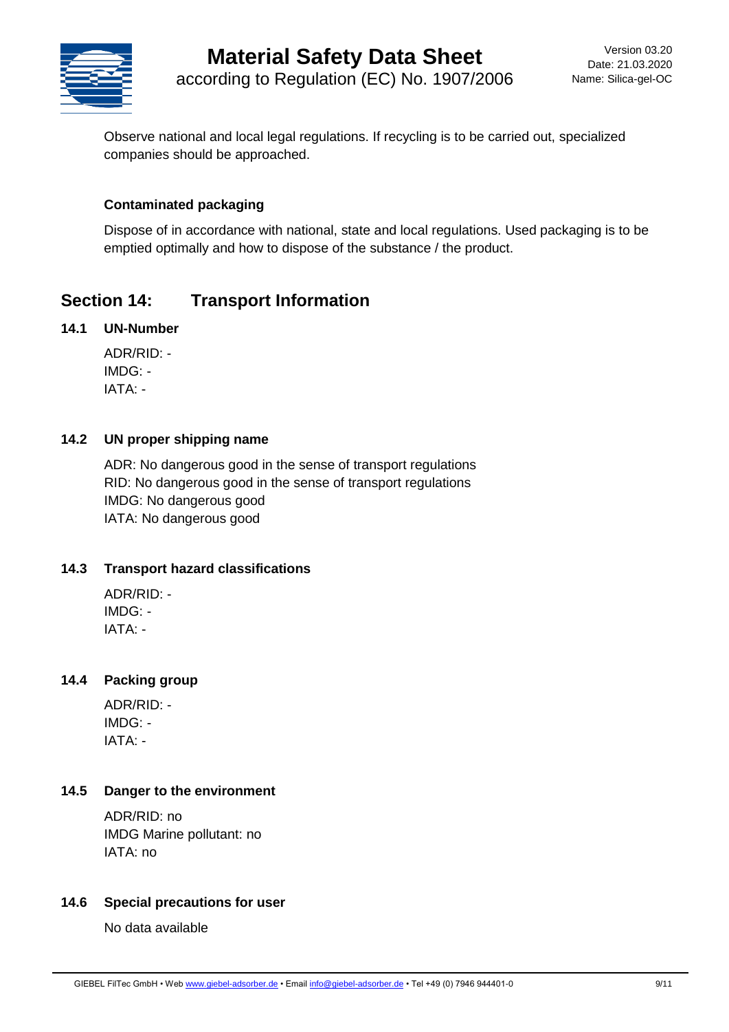Observe national and local legal regulations. If recycling is to be carried out, specialized companies should be approached.

**Contaminated packaging**

Dispose of in accordance with national, state and local regulations. Used packaging is to be emptied optimally and how to dispose of the substance / the product.

## Section 14: Transport Information

### 14.1 UN-Number

ADR/RID: -
IMDG: -
IATA: -

### 14.2 UN proper shipping name

ADR: No dangerous good in the sense of transport regulations
RID: No dangerous good in the sense of transport regulations
IMDG: No dangerous good
IATA: No dangerous good

### 14.3 Transport hazard classifications

ADR/RID: -
IMDG: -
IATA: -

### 14.4 Packing group

ADR/RID: -
IMDG: -
IATA: -

### 14.5 Danger to the environment

ADR/RID: no
IMDG Marine pollutant: no
IATA: no

### 14.6 Special precautions for user

No data available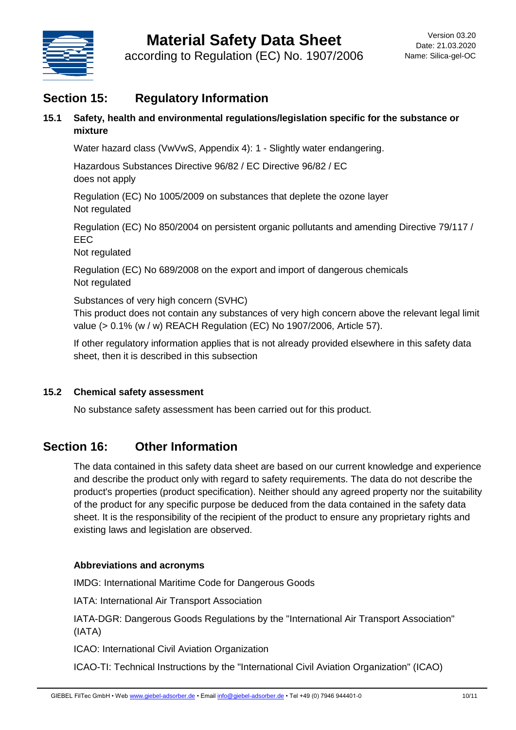## Section 15: Regulatory Information

### 15.1 Safety, health and environmental regulations/legislation specific for the substance or mixture

Water hazard class (VwVwS, Appendix 4): 1 - Slightly water endangering.

Hazardous Substances Directive 96/82 / EC Directive 96/82 / EC
does not apply

Regulation (EC) No 1005/2009 on substances that deplete the ozone layer
Not regulated

Regulation (EC) No 850/2004 on persistent organic pollutants and amending Directive 79/117 / EEC
Not regulated

Regulation (EC) No 689/2008 on the export and import of dangerous chemicals
Not regulated

Substances of very high concern (SVHC)
This product does not contain any substances of very high concern above the relevant legal limit value (> 0.1% (w / w) REACH Regulation (EC) No 1907/2006, Article 57).

If other regulatory information applies that is not already provided elsewhere in this safety data sheet, then it is described in this subsection

### 15.2 Chemical safety assessment

No substance safety assessment has been carried out for this product.

## Section 16: Other Information

The data contained in this safety data sheet are based on our current knowledge and experience and describe the product only with regard to safety requirements. The data do not describe the product's properties (product specification). Neither should any agreed property nor the suitability of the product for any specific purpose be deduced from the data contained in the safety data sheet. It is the responsibility of the recipient of the product to ensure any proprietary rights and existing laws and legislation are observed.

**Abbreviations and acronyms**

IMDG: International Maritime Code for Dangerous Goods

IATA: International Air Transport Association

IATA-DGR: Dangerous Goods Regulations by the "International Air Transport Association" (IATA)

ICAO: International Civil Aviation Organization

ICAO-TI: Technical Instructions by the "International Civil Aviation Organization" (ICAO)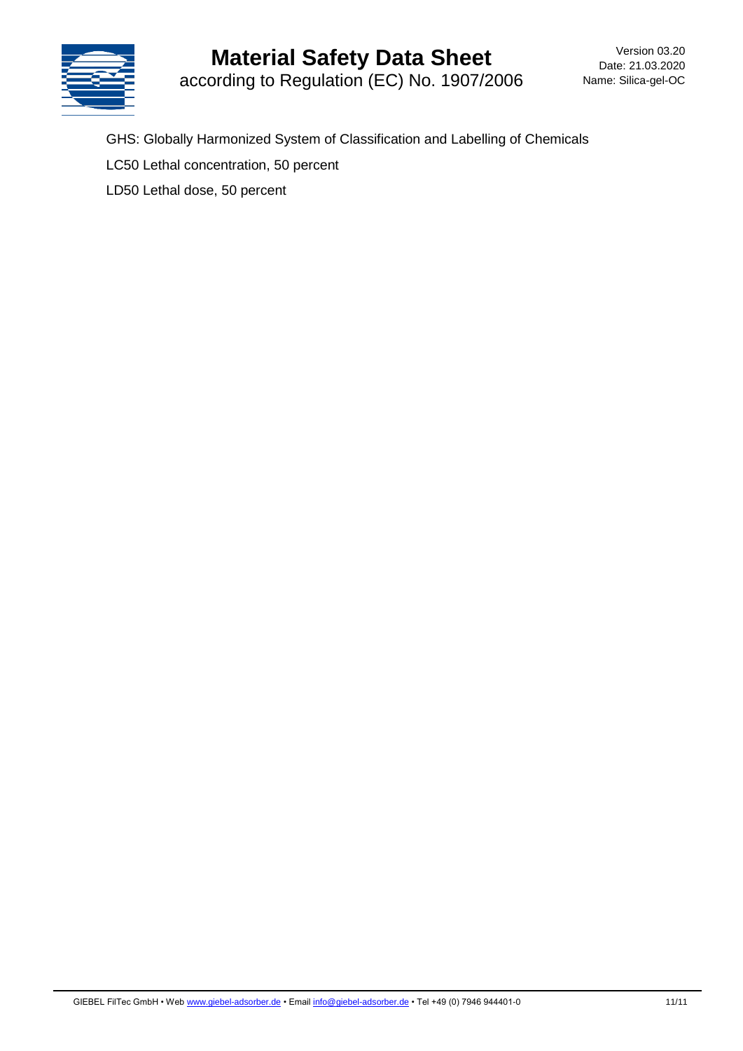GHS: Globally Harmonized System of Classification and Labelling of Chemicals

LC50 Lethal concentration, 50 percent

LD50 Lethal dose, 50 percent